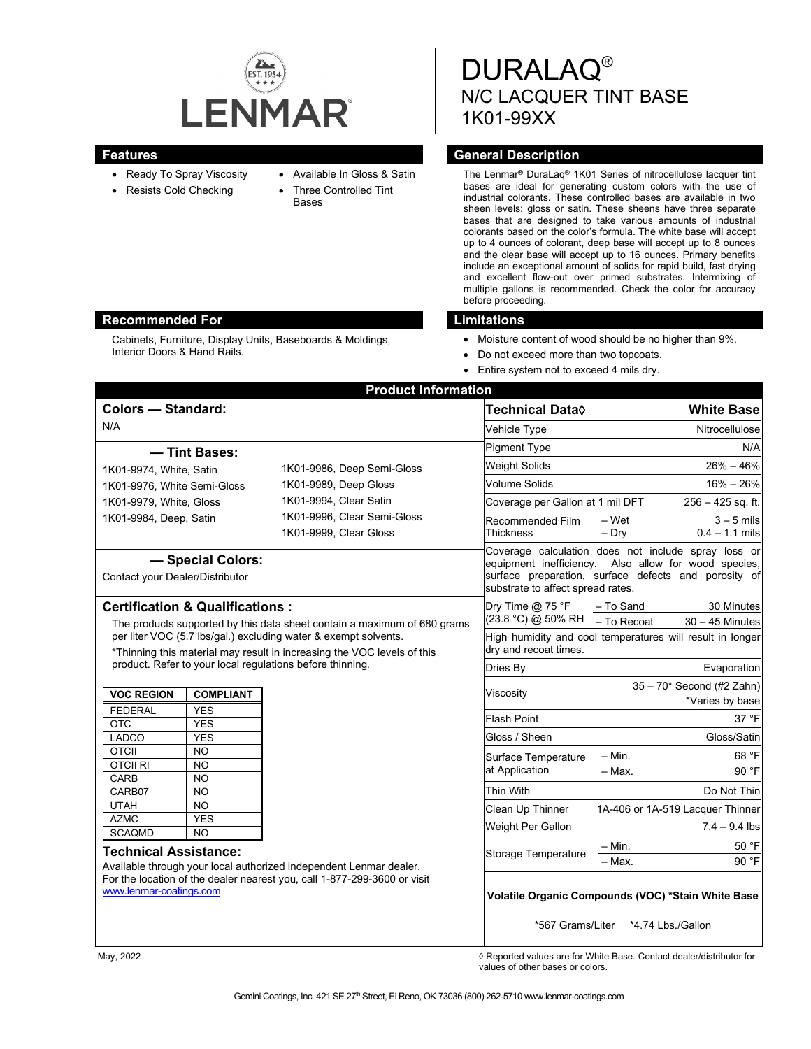# DURALAQ®

## N/C LACQUER TINT BASE

## 1K01-99XX

## Features

- Ready To Spray Viscosity
- Resists Cold Checking
- Available In Gloss & Satin
- Three Controlled Tint Bases

## General Description

The Lenmar® DuraLaq® 1K01 Series of nitrocellulose lacquer tint bases are ideal for generating custom colors with the use of industrial colorants. These controlled bases are available in two sheen levels; gloss or satin. These sheens have three separate bases that are designed to take various amounts of industrial colorants based on the color's formula. The white base will accept up to 4 ounces of colorant, deep base will accept up to 8 ounces and the clear base will accept up to 16 ounces. Primary benefits include an exceptional amount of solids for rapid build, fast drying and excellent flow-out over primed substrates. Intermixing of multiple gallons is recommended. Check the color for accuracy before proceeding.

## Recommended For

Cabinets, Furniture, Display Units, Baseboards & Moldings, Interior Doors & Hand Rails.

## Limitations

- Moisture content of wood should be no higher than 9%.
- Do not exceed more than two topcoats.
- Entire system not to exceed 4 mils dry.

## Product Information

### Colors — Standard:

N/A

### — Tint Bases:

- 1K01-9974, White, Satin
- 1K01-9976, White Semi-Gloss
- 1K01-9979, White, Gloss
- 1K01-9984, Deep, Satin
- 1K01-9986, Deep Semi-Gloss
- 1K01-9989, Deep Gloss
- 1K01-9994, Clear Satin
- 1K01-9996, Clear Semi-Gloss
- 1K01-9999, Clear Gloss

### — Special Colors:

Contact your Dealer/Distributor

### Certification & Qualifications :

The products supported by this data sheet contain a maximum of 680 grams per liter VOC (5.7 lbs/gal.) excluding water & exempt solvents.

*Thinning this material may result in increasing the VOC levels of this product. Refer to your local regulations before thinning.

| VOC REGION | COMPLIANT |
|---|---|
| FEDERAL | YES |
| OTC | YES |
| LADCO | YES |
| OTCII | NO |
| OTCII RI | NO |
| CARB | NO |
| CARB07 | NO |
| UTAH | NO |
| AZMC | YES |
| SCAQMD | NO |

### Technical Assistance:

Available through your local authorized independent Lenmar dealer. For the location of the dealer nearest you, call 1-877-299-3600 or visit www.lenmar-coatings.com

| Technical Data◊ | | White Base |
|---|---|---|
| Vehicle Type | | Nitrocellulose |
| Pigment Type | | N/A |
| Weight Solids | | 26% – 46% |
| Volume Solids | | 16% – 26% |
| Coverage per Gallon at 1 mil DFT | | 256 – 425 sq. ft. |
| Recommended Film Thickness | – Wet | 3 – 5 mils |
| | – Dry | 0.4 – 1.1 mils |
| Coverage calculation does not include spray loss or equipment inefficiency. Also allow for wood species, surface preparation, surface defects and porosity of substrate to affect spread rates. | | |
| Dry Time @ 75 °F (23.8 °C) @ 50% RH | – To Sand | 30 Minutes |
| | – To Recoat | 30 – 45 Minutes |
| High humidity and cool temperatures will result in longer dry and recoat times. | | |
| Dries By | | Evaporation |
| Viscosity | | 35 – 70* Second (#2 Zahn) *Varies by base |
| Flash Point | | 37 °F |
| Gloss / Sheen | | Gloss/Satin |
| Surface Temperature at Application | – Min. | 68 °F |
| | – Max. | 90 °F |
| Thin With | | Do Not Thin |
| Clean Up Thinner | | 1A-406 or 1A-519 Lacquer Thinner |
| Weight Per Gallon | | 7.4 – 9.4 lbs |
| Storage Temperature | – Min. | 50 °F |
| | – Max. | 90 °F |

**Volatile Organic Compounds (VOC) *Stain White Base**

*567 Grams/Liter *4.74 Lbs./Gallon

May, 2022

◊ Reported values are for White Base. Contact dealer/distributor for values of other bases or colors.

Gemini Coatings, Inc. 421 SE 27th Street, El Reno, OK 73036 (800) 262-5710 www.lenmar-coatings.com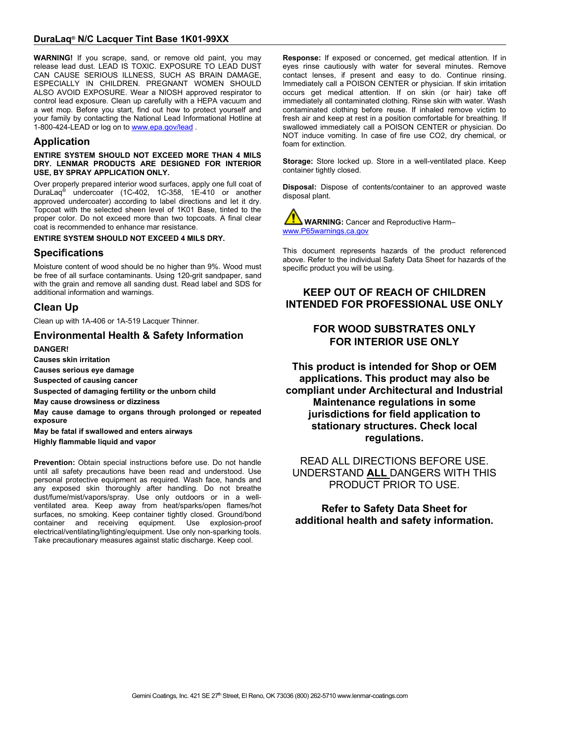**DuraLaq® N/C Lacquer Tint Base 1K01-99XX**

**WARNING!** If you scrape, sand, or remove old paint, you may release lead dust. LEAD IS TOXIC. EXPOSURE TO LEAD DUST CAN CAUSE SERIOUS ILLNESS, SUCH AS BRAIN DAMAGE, ESPECIALLY IN CHILDREN. PREGNANT WOMEN SHOULD ALSO AVOID EXPOSURE. Wear a NIOSH approved respirator to control lead exposure. Clean up carefully with a HEPA vacuum and a wet mop. Before you start, find out how to protect yourself and your family by contacting the National Lead Informational Hotline at 1-800-424-LEAD or log on to www.epa.gov/lead .

## Application

**ENTIRE SYSTEM SHOULD NOT EXCEED MORE THAN 4 MILS DRY. LENMAR PRODUCTS ARE DESIGNED FOR INTERIOR USE, BY SPRAY APPLICATION ONLY.**

Over properly prepared interior wood surfaces, apply one full coat of DuraLaq® undercoater (1C-402, 1C-358, 1E-410 or another approved undercoater) according to label directions and let it dry. Topcoat with the selected sheen level of 1K01 Base, tinted to the proper color. Do not exceed more than two topcoats. A final clear coat is recommended to enhance mar resistance.

**ENTIRE SYSTEM SHOULD NOT EXCEED 4 MILS DRY.**

## Specifications

Moisture content of wood should be no higher than 9%. Wood must be free of all surface contaminants. Using 120-grit sandpaper, sand with the grain and remove all sanding dust. Read label and SDS for additional information and warnings.

## Clean Up

Clean up with 1A-406 or 1A-519 Lacquer Thinner.

## Environmental Health & Safety Information

**DANGER!**

**Causes skin irritation**

**Causes serious eye damage**

**Suspected of causing cancer**

**Suspected of damaging fertility or the unborn child**

**May cause drowsiness or dizziness**

**May cause damage to organs through prolonged or repeated exposure**

**May be fatal if swallowed and enters airways**

**Highly flammable liquid and vapor**

**Prevention:** Obtain special instructions before use. Do not handle until all safety precautions have been read and understood. Use personal protective equipment as required. Wash face, hands and any exposed skin thoroughly after handling. Do not breathe dust/fume/mist/vapors/spray. Use only outdoors or in a well-ventilated area. Keep away from heat/sparks/open flames/hot surfaces, no smoking. Keep container tightly closed. Ground/bond container and receiving equipment. Use explosion-proof electrical/ventilating/lighting/equipment. Use only non-sparking tools. Take precautionary measures against static discharge. Keep cool.

**Response:** If exposed or concerned, get medical attention. If in eyes rinse cautiously with water for several minutes. Remove contact lenses, if present and easy to do. Continue rinsing. Immediately call a POISON CENTER or physician. If skin irritation occurs get medical attention. If on skin (or hair) take off immediately all contaminated clothing. Rinse skin with water. Wash contaminated clothing before reuse. If inhaled remove victim to fresh air and keep at rest in a position comfortable for breathing. If swallowed immediately call a POISON CENTER or physician. Do NOT induce vomiting. In case of fire use CO2, dry chemical, or foam for extinction.

**Storage:** Store locked up. Store in a well-ventilated place. Keep container tightly closed.

**Disposal:** Dispose of contents/container to an approved waste disposal plant.

**WARNING:** Cancer and Reproductive Harm– www.P65warnings.ca.gov

This document represents hazards of the product referenced above. Refer to the individual Safety Data Sheet for hazards of the specific product you will be using.

**KEEP OUT OF REACH OF CHILDREN**
**INTENDED FOR PROFESSIONAL USE ONLY**

**FOR WOOD SUBSTRATES ONLY**
**FOR INTERIOR USE ONLY**

**This product is intended for Shop or OEM applications. This product may also be compliant under Architectural and Industrial Maintenance regulations in some jurisdictions for field application to stationary structures. Check local regulations.**

READ ALL DIRECTIONS BEFORE USE. UNDERSTAND **ALL** DANGERS WITH THIS PRODUCT PRIOR TO USE.

**Refer to Safety Data Sheet for additional health and safety information.**

Gemini Coatings, Inc. 421 SE 27th Street, El Reno, OK 73036 (800) 262-5710 www.lenmar-coatings.com